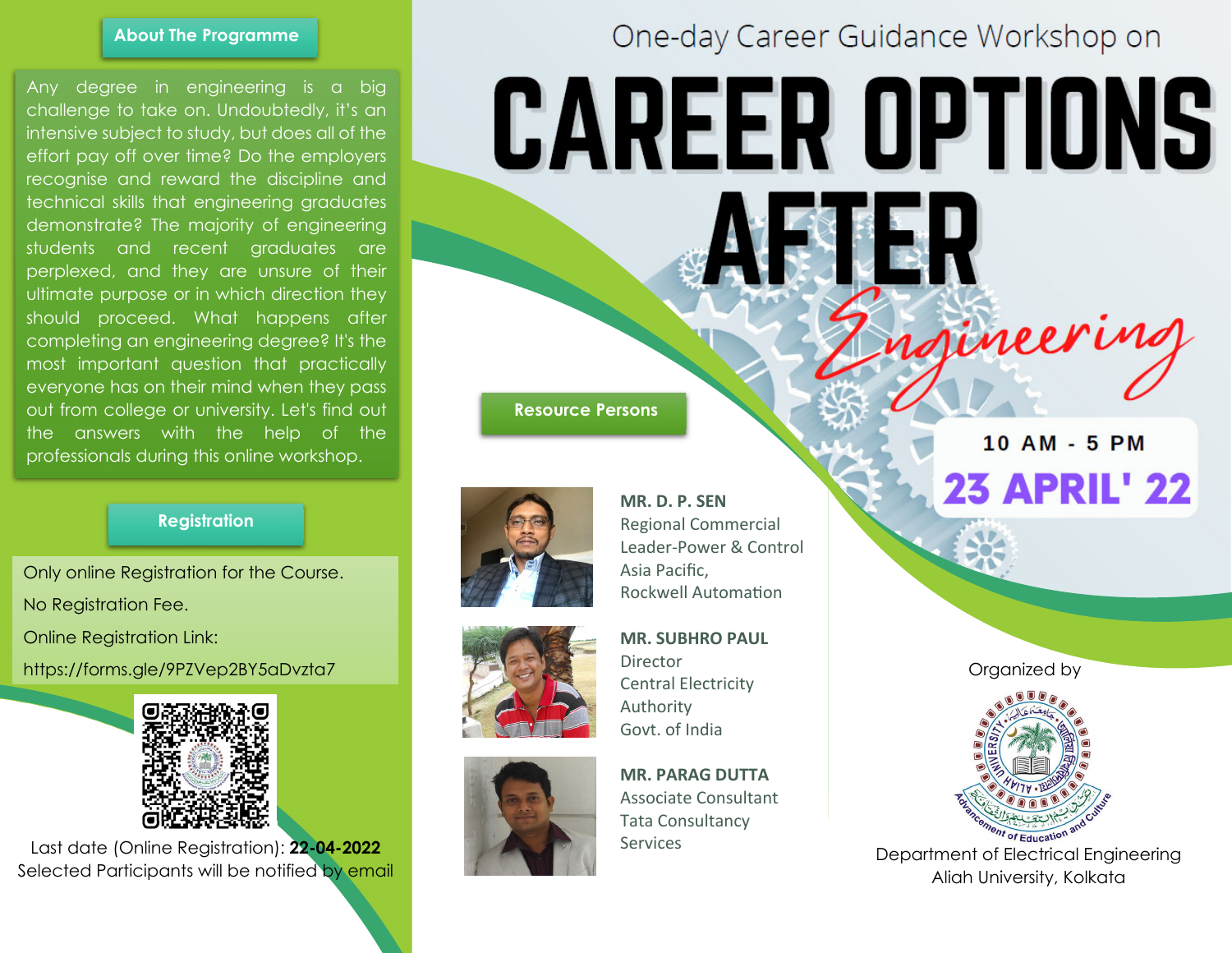# One-day Career Guidance Workshop on

# CAREER OPTIONS AFTER *Engineering*

**10 AM - 5 PM**

**23 APRIL' 22**

## About The Programme

Any degree in engineering is a big challenge to take on. Undoubtedly, it's an intensive subject to study, but does all of the effort pay off over time? Do the employers recognise and reward the discipline and technical skills that engineering graduates demonstrate? The majority of engineering students and recent graduates are perplexed, and they are unsure of their ultimate purpose or in which direction they should proceed. What happens after completing an engineering degree? It's the most important question that practically everyone has on their mind when they pass out from college or university. Let's find out the answers with the help of the professionals during this online workshop.

## Registration

Only online Registration for the Course.

No Registration Fee.

Online Registration Link:

https://forms.gle/9PZVep2BY5aDvzta7

Last date (Online Registration): **22-04-2022**

Selected Participants will be notified by email

## Resource Persons

**MR. D. P. SEN**
Regional Commercial Leader-Power & Control Asia Pacific,
Rockwell Automation

**MR. SUBHRO PAUL**
Director
Central Electricity Authority
Govt. of India

**MR. PARAG DUTTA**
Associate Consultant
Tata Consultancy Services

Organized by

Department of Electrical Engineering
Aliah University, Kolkata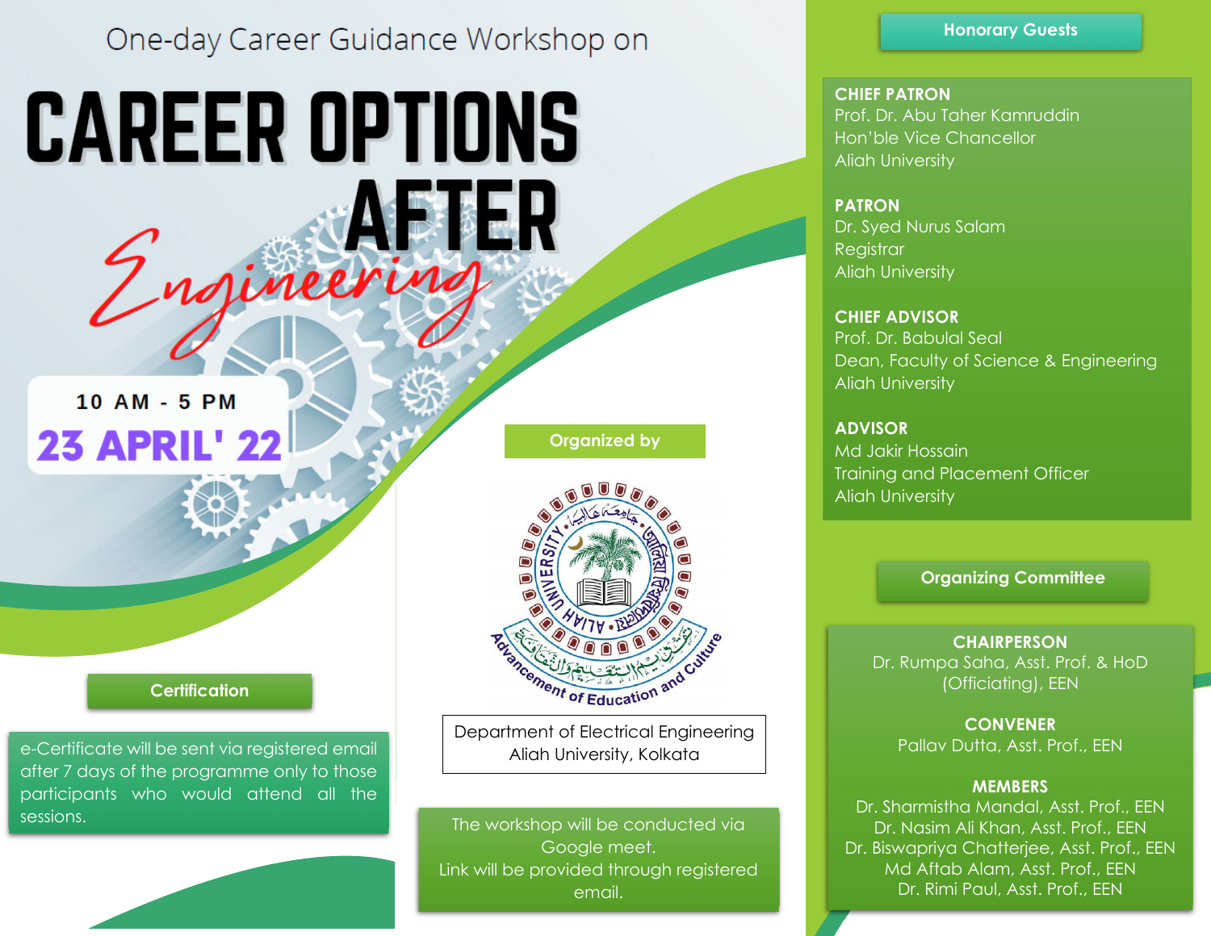One-day Career Guidance Workshop on

# CAREER OPTIONS AFTER *Engineering*

**10 AM - 5 PM**

**23 APRIL' 22**

## Certification

e-Certificate will be sent via registered email after 7 days of the programme only to those participants who attend all the sessions.

## Organized by

Advancement of Education and Culture

Department of Electrical Engineering
Aliah University, Kolkata

The workshop will be conducted via Google meet.
Link will be provided through registered email.

## Honorary Guests

**CHIEF PATRON**
Prof. Dr. Abu Taher Kamruddin
Hon'ble Vice Chancellor
Aliah University

**PATRON**
Dr. Syed Nurus Salam
Registrar
Aliah University

**CHIEF ADVISOR**
Prof. Dr. Babulal Seal
Dean, Faculty of Science & Engineering
Aliah University

**ADVISOR**
Md Jakir Hossain
Training and Placement Officer
Aliah University

## Organizing Committee

**CHAIRPERSON**
Dr. Rumpa Saha, Asst. Prof. & HoD (Officiating), EEN

**CONVENER**
Pallav Dutta, Asst. Prof., EEN

**MEMBERS**
Dr. Sharmistha Mandal, Asst. Prof., EEN
Dr. Nasim Ali Khan, Asst. Prof., EEN
Dr. Biswapriya Chatterjee, Asst. Prof., EEN
Md Aftab Alam, Asst. Prof., EEN
Dr. Rimi Paul, Asst. Prof., EEN